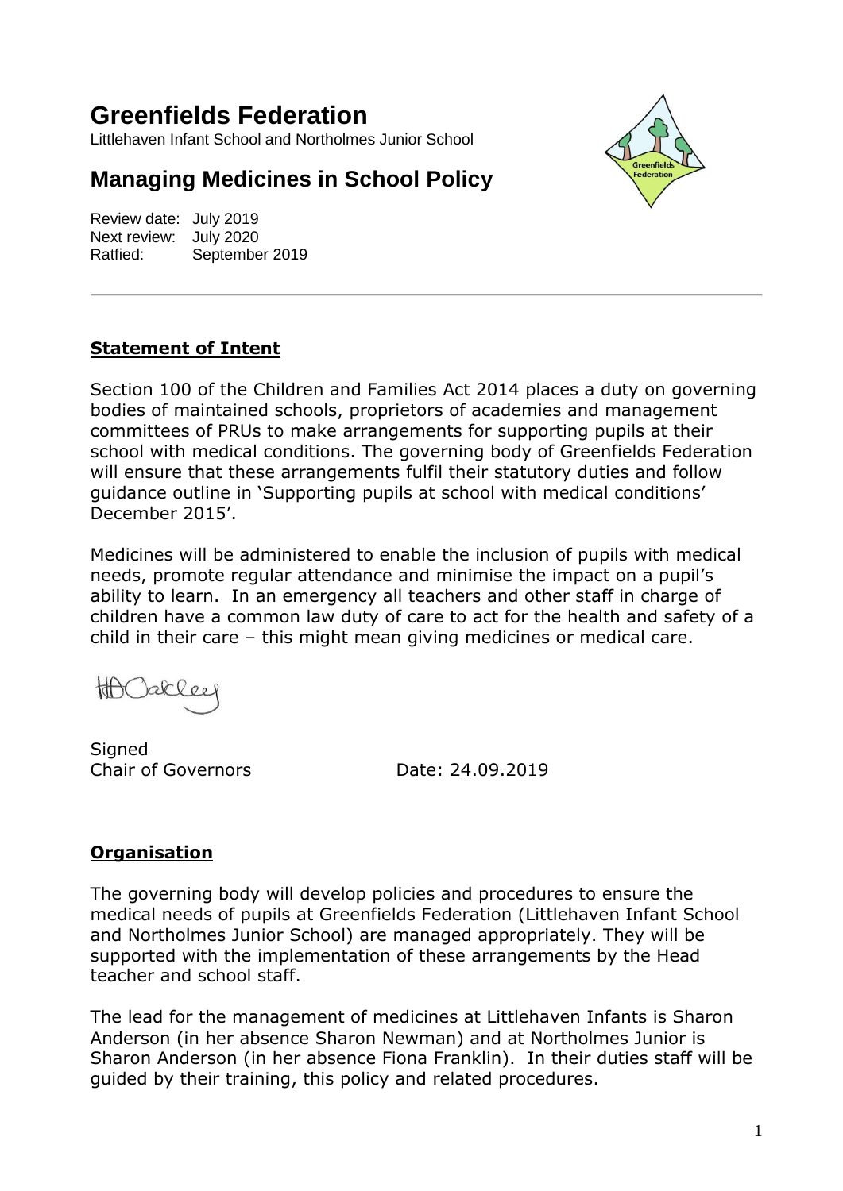# Greenfields Federation

Littlehaven Infant School and Northolmes Junior School

## Managing Medicines in School Policy

Review date: July 2019
Next review: July 2020
Ratfied: September 2019

---

**Statement of Intent**

Section 100 of the Children and Families Act 2014 places a duty on governing bodies of maintained schools, proprietors of academies and management committees of PRUs to make arrangements for supporting pupils at their school with medical conditions. The governing body of Greenfields Federation will ensure that these arrangements fulfil their statutory duties and follow guidance outline in 'Supporting pupils at school with medical conditions' December 2015'.

Medicines will be administered to enable the inclusion of pupils with medical needs, promote regular attendance and minimise the impact on a pupil's ability to learn. In an emergency all teachers and other staff in charge of children have a common law duty of care to act for the health and safety of a child in their care – this might mean giving medicines or medical care.

HA Oakley

Signed
Chair of Governors Date: 24.09.2019

**Organisation**

The governing body will develop policies and procedures to ensure the medical needs of pupils at Greenfields Federation (Littlehaven Infant School and Northolmes Junior School) are managed appropriately. They will be supported with the implementation of these arrangements by the Head teacher and school staff.

The lead for the management of medicines at Littlehaven Infants is Sharon Anderson (in her absence Sharon Newman) and at Northolmes Junior is Sharon Anderson (in her absence Fiona Franklin). In their duties staff will be guided by their training, this policy and related procedures.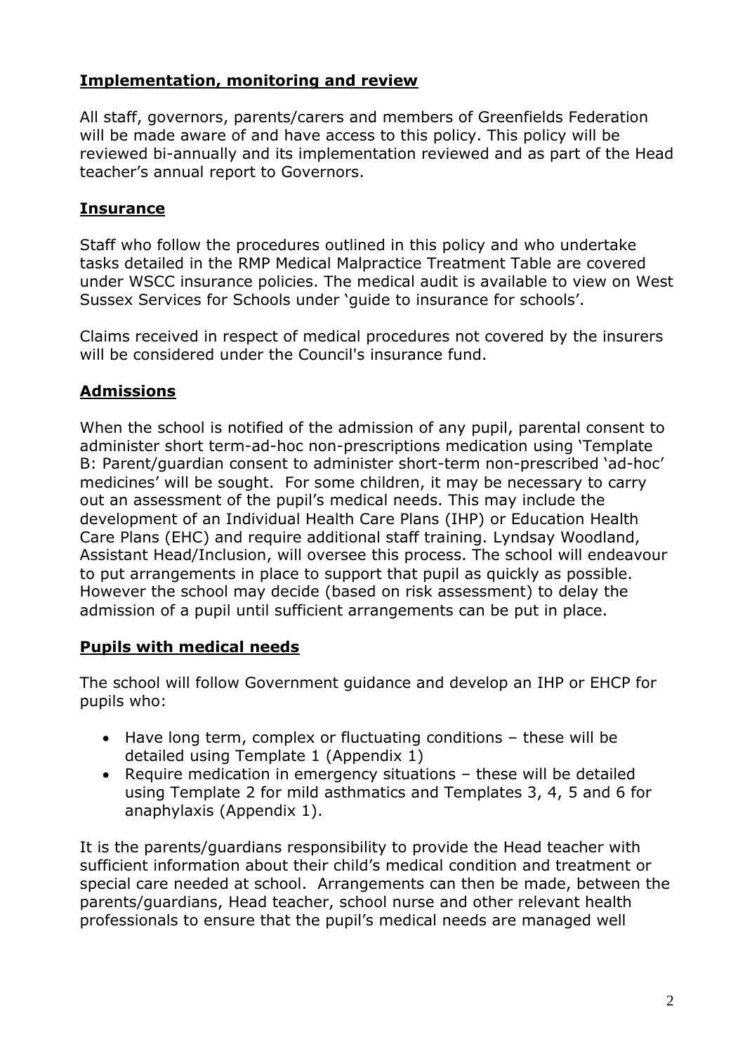## Implementation, monitoring and review

All staff, governors, parents/carers and members of Greenfields Federation will be made aware of and have access to this policy. This policy will be reviewed bi-annually and its implementation reviewed and as part of the Head teacher's annual report to Governors.

## Insurance

Staff who follow the procedures outlined in this policy and who undertake tasks detailed in the RMP Medical Malpractice Treatment Table are covered under WSCC insurance policies. The medical audit is available to view on West Sussex Services for Schools under 'guide to insurance for schools'.

Claims received in respect of medical procedures not covered by the insurers will be considered under the Council's insurance fund.

## Admissions

When the school is notified of the admission of any pupil, parental consent to administer short term-ad-hoc non-prescriptions medication using 'Template B: Parent/guardian consent to administer short-term non-prescribed 'ad-hoc' medicines' will be sought. For some children, it may be necessary to carry out an assessment of the pupil's medical needs. This may include the development of an Individual Health Care Plans (IHP) or Education Health Care Plans (EHC) and require additional staff training. Lyndsay Woodland, Assistant Head/Inclusion, will oversee this process. The school will endeavour to put arrangements in place to support that pupil as quickly as possible. However the school may decide (based on risk assessment) to delay the admission of a pupil until sufficient arrangements can be put in place.

## Pupils with medical needs

The school will follow Government guidance and develop an IHP or EHCP for pupils who:

- Have long term, complex or fluctuating conditions – these will be detailed using Template 1 (Appendix 1)
- Require medication in emergency situations – these will be detailed using Template 2 for mild asthmatics and Templates 3, 4, 5 and 6 for anaphylaxis (Appendix 1).

It is the parents/guardians responsibility to provide the Head teacher with sufficient information about their child's medical condition and treatment or special care needed at school. Arrangements can then be made, between the parents/guardians, Head teacher, school nurse and other relevant health professionals to ensure that the pupil's medical needs are managed well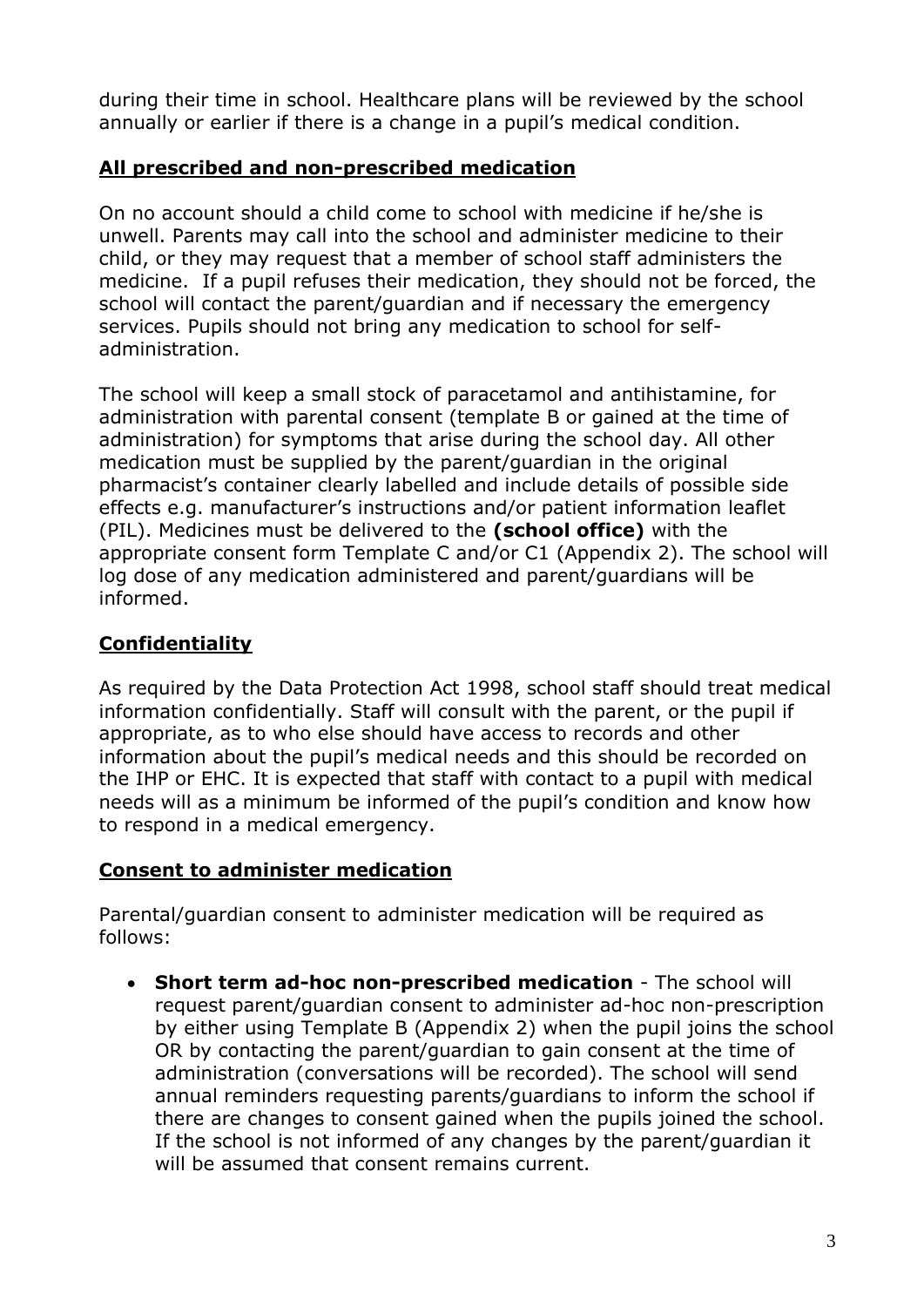during their time in school. Healthcare plans will be reviewed by the school annually or earlier if there is a change in a pupil's medical condition.

## **All prescribed and non-prescribed medication**

On no account should a child come to school with medicine if he/she is unwell. Parents may call into the school and administer medicine to their child, or they may request that a member of school staff administers the medicine. If a pupil refuses their medication, they should not be forced, the school will contact the parent/guardian and if necessary the emergency services. Pupils should not bring any medication to school for self-administration.

The school will keep a small stock of paracetamol and antihistamine, for administration with parental consent (template B or gained at the time of administration) for symptoms that arise during the school day. All other medication must be supplied by the parent/guardian in the original pharmacist's container clearly labelled and include details of possible side effects e.g. manufacturer's instructions and/or patient information leaflet (PIL). Medicines must be delivered to the **(school office)** with the appropriate consent form Template C and/or C1 (Appendix 2). The school will log dose of any medication administered and parent/guardians will be informed.

## **Confidentiality**

As required by the Data Protection Act 1998, school staff should treat medical information confidentially. Staff will consult with the parent, or the pupil if appropriate, as to who else should have access to records and other information about the pupil's medical needs and this should be recorded on the IHP or EHC. It is expected that staff with contact to a pupil with medical needs will as a minimum be informed of the pupil's condition and know how to respond in a medical emergency.

## **Consent to administer medication**

Parental/guardian consent to administer medication will be required as follows:

- **Short term ad-hoc non-prescribed medication** - The school will request parent/guardian consent to administer ad-hoc non-prescription by either using Template B (Appendix 2) when the pupil joins the school OR by contacting the parent/guardian to gain consent at the time of administration (conversations will be recorded). The school will send annual reminders requesting parents/guardians to inform the school if there are changes to consent gained when the pupils joined the school. If the school is not informed of any changes by the parent/guardian it will be assumed that consent remains current.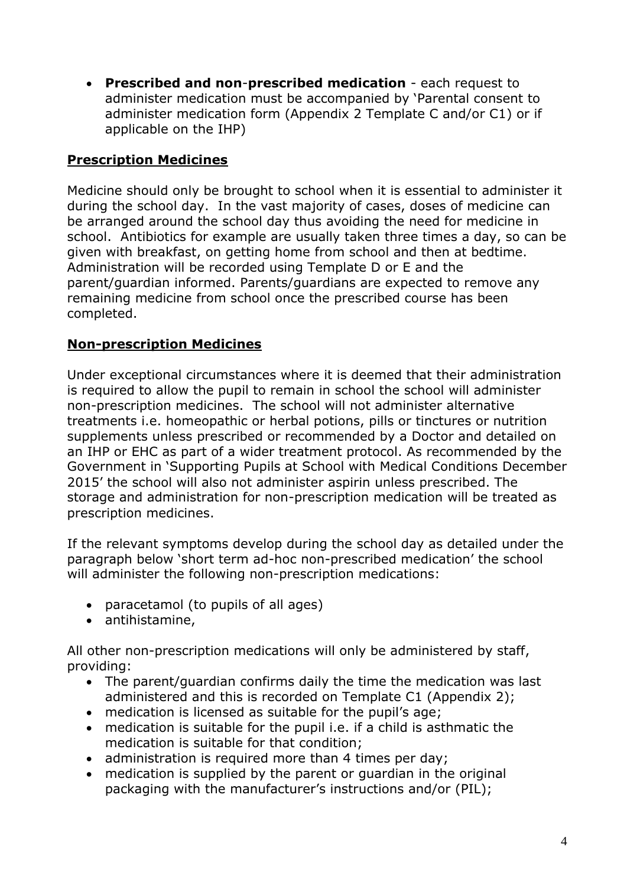- **Prescribed and non-prescribed medication** - each request to administer medication must be accompanied by 'Parental consent to administer medication form (Appendix 2 Template C and/or C1) or if applicable on the IHP)

## Prescription Medicines

Medicine should only be brought to school when it is essential to administer it during the school day. In the vast majority of cases, doses of medicine can be arranged around the school day thus avoiding the need for medicine in school. Antibiotics for example are usually taken three times a day, so can be given with breakfast, on getting home from school and then at bedtime. Administration will be recorded using Template D or E and the parent/guardian informed. Parents/guardians are expected to remove any remaining medicine from school once the prescribed course has been completed.

## Non-prescription Medicines

Under exceptional circumstances where it is deemed that their administration is required to allow the pupil to remain in school the school will administer non-prescription medicines. The school will not administer alternative treatments i.e. homeopathic or herbal potions, pills or tinctures or nutrition supplements unless prescribed or recommended by a Doctor and detailed on an IHP or EHC as part of a wider treatment protocol. As recommended by the Government in 'Supporting Pupils at School with Medical Conditions December 2015' the school will also not administer aspirin unless prescribed. The storage and administration for non-prescription medication will be treated as prescription medicines.

If the relevant symptoms develop during the school day as detailed under the paragraph below 'short term ad-hoc non-prescribed medication' the school will administer the following non-prescription medications:

- paracetamol (to pupils of all ages)
- antihistamine,

All other non-prescription medications will only be administered by staff, providing:

- The parent/guardian confirms daily the time the medication was last administered and this is recorded on Template C1 (Appendix 2);
- medication is licensed as suitable for the pupil's age;
- medication is suitable for the pupil i.e. if a child is asthmatic the medication is suitable for that condition;
- administration is required more than 4 times per day;
- medication is supplied by the parent or guardian in the original packaging with the manufacturer's instructions and/or (PIL);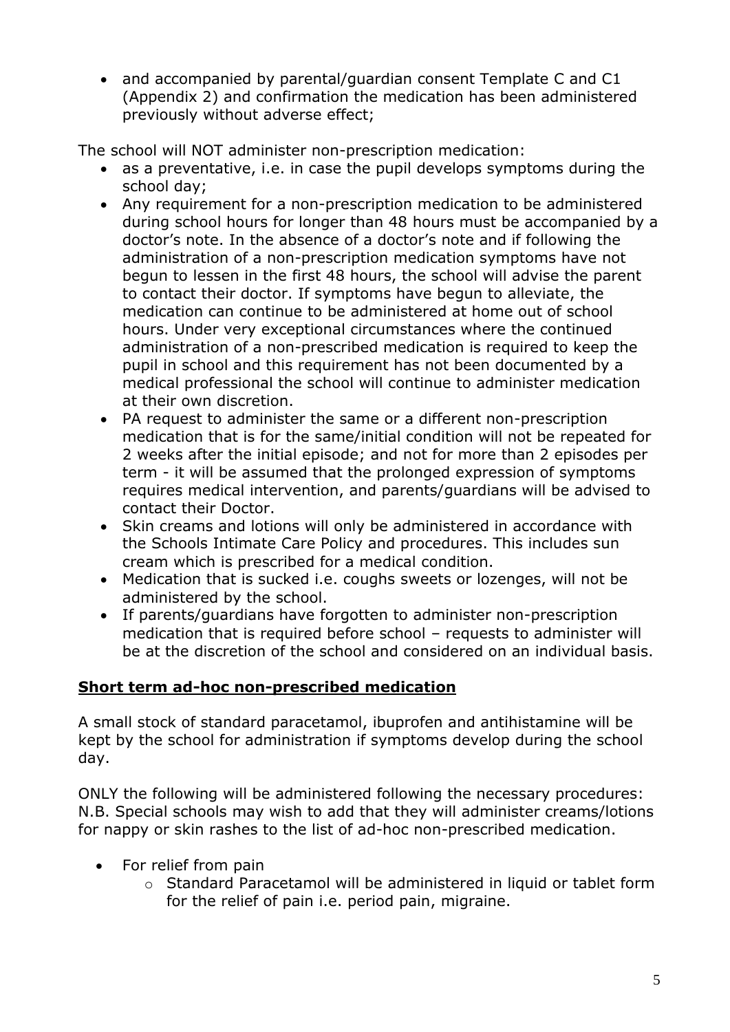- and accompanied by parental/guardian consent Template C and C1 (Appendix 2) and confirmation the medication has been administered previously without adverse effect;

The school will NOT administer non-prescription medication:

- as a preventative, i.e. in case the pupil develops symptoms during the school day;
- Any requirement for a non-prescription medication to be administered during school hours for longer than 48 hours must be accompanied by a doctor's note. In the absence of a doctor's note and if following the administration of a non-prescription medication symptoms have not begun to lessen in the first 48 hours, the school will advise the parent to contact their doctor. If symptoms have begun to alleviate, the medication can continue to be administered at home out of school hours. Under very exceptional circumstances where the continued administration of a non-prescribed medication is required to keep the pupil in school and this requirement has not been documented by a medical professional the school will continue to administer medication at their own discretion.
- PA request to administer the same or a different non-prescription medication that is for the same/initial condition will not be repeated for 2 weeks after the initial episode; and not for more than 2 episodes per term - it will be assumed that the prolonged expression of symptoms requires medical intervention, and parents/guardians will be advised to contact their Doctor.
- Skin creams and lotions will only be administered in accordance with the Schools Intimate Care Policy and procedures. This includes sun cream which is prescribed for a medical condition.
- Medication that is sucked i.e. coughs sweets or lozenges, will not be administered by the school.
- If parents/guardians have forgotten to administer non-prescription medication that is required before school – requests to administer will be at the discretion of the school and considered on an individual basis.

## **Short term ad-hoc non-prescribed medication**

A small stock of standard paracetamol, ibuprofen and antihistamine will be kept by the school for administration if symptoms develop during the school day.

ONLY the following will be administered following the necessary procedures: N.B. Special schools may wish to add that they will administer creams/lotions for nappy or skin rashes to the list of ad-hoc non-prescribed medication.

- For relief from pain
  - Standard Paracetamol will be administered in liquid or tablet form for the relief of pain i.e. period pain, migraine.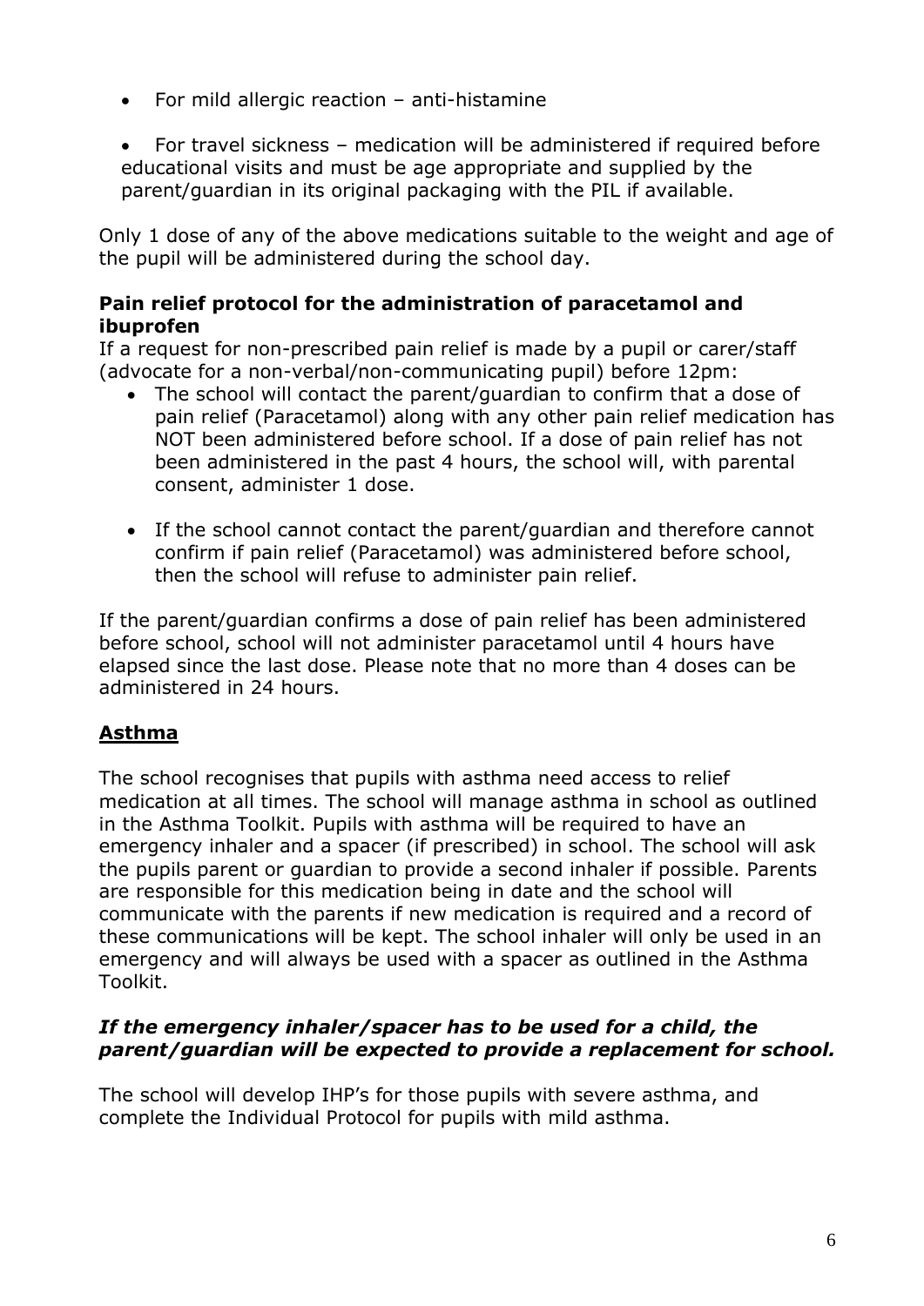- For mild allergic reaction – anti-histamine

- For travel sickness – medication will be administered if required before educational visits and must be age appropriate and supplied by the parent/guardian in its original packaging with the PIL if available.

Only 1 dose of any of the above medications suitable to the weight and age of the pupil will be administered during the school day.

**Pain relief protocol for the administration of paracetamol and ibuprofen**

If a request for non-prescribed pain relief is made by a pupil or carer/staff (advocate for a non-verbal/non-communicating pupil) before 12pm:

- The school will contact the parent/guardian to confirm that a dose of pain relief (Paracetamol) along with any other pain relief medication has NOT been administered before school. If a dose of pain relief has not been administered in the past 4 hours, the school will, with parental consent, administer 1 dose.

- If the school cannot contact the parent/guardian and therefore cannot confirm if pain relief (Paracetamol) was administered before school, then the school will refuse to administer pain relief.

If the parent/guardian confirms a dose of pain relief has been administered before school, school will not administer paracetamol until 4 hours have elapsed since the last dose. Please note that no more than 4 doses can be administered in 24 hours.

## Asthma

The school recognises that pupils with asthma need access to relief medication at all times. The school will manage asthma in school as outlined in the Asthma Toolkit. Pupils with asthma will be required to have an emergency inhaler and a spacer (if prescribed) in school. The school will ask the pupils parent or guardian to provide a second inhaler if possible. Parents are responsible for this medication being in date and the school will communicate with the parents if new medication is required and a record of these communications will be kept. The school inhaler will only be used in an emergency and will always be used with a spacer as outlined in the Asthma Toolkit.

***If the emergency inhaler/spacer has to be used for a child, the parent/guardian will be expected to provide a replacement for school.***

The school will develop IHP's for those pupils with severe asthma, and complete the Individual Protocol for pupils with mild asthma.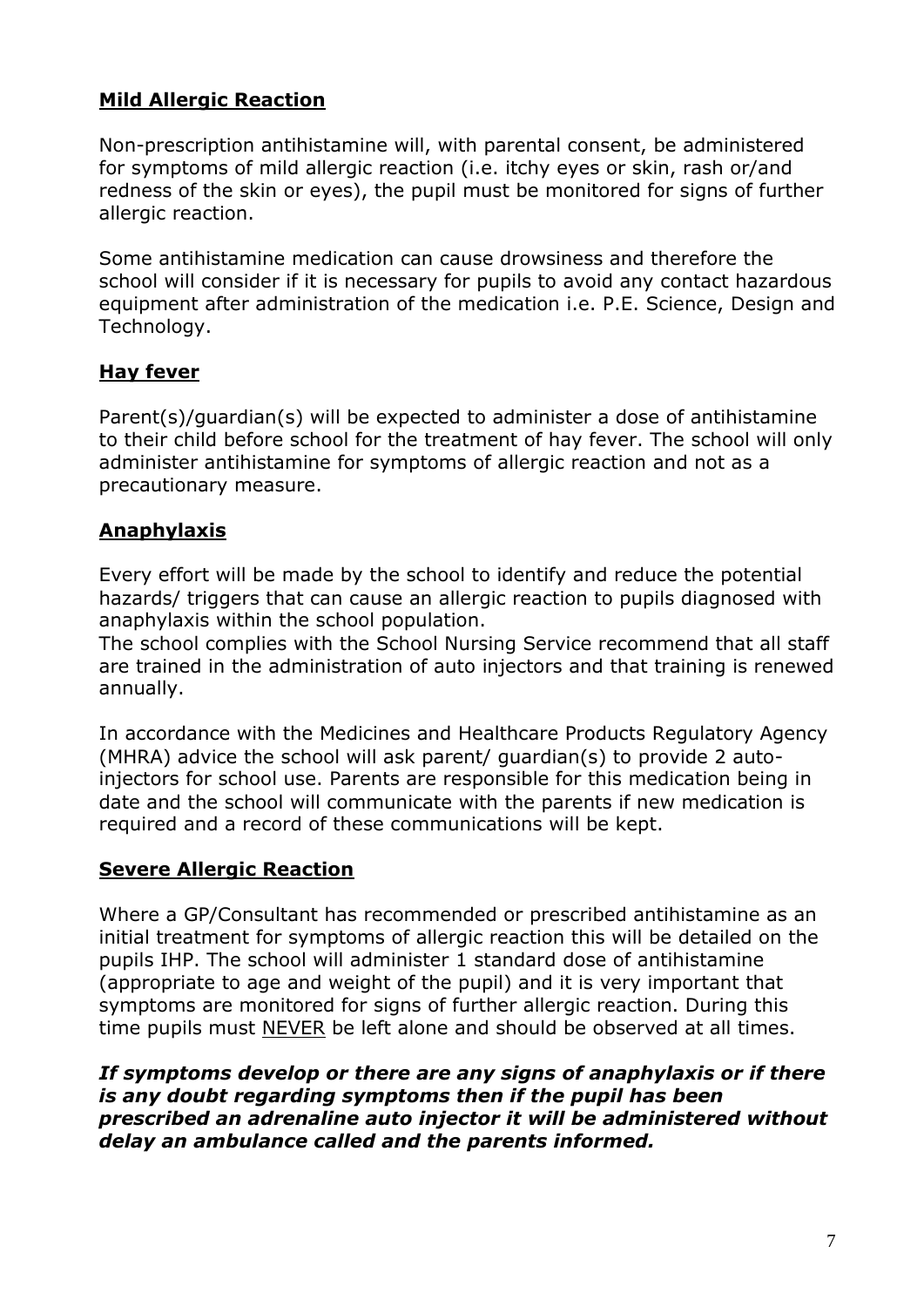## **Mild Allergic Reaction**

Non-prescription antihistamine will, with parental consent, be administered for symptoms of mild allergic reaction (i.e. itchy eyes or skin, rash or/and redness of the skin or eyes), the pupil must be monitored for signs of further allergic reaction.

Some antihistamine medication can cause drowsiness and therefore the school will consider if it is necessary for pupils to avoid any contact hazardous equipment after administration of the medication i.e. P.E. Science, Design and Technology.

## **Hay fever**

Parent(s)/guardian(s) will be expected to administer a dose of antihistamine to their child before school for the treatment of hay fever. The school will only administer antihistamine for symptoms of allergic reaction and not as a precautionary measure.

## **Anaphylaxis**

Every effort will be made by the school to identify and reduce the potential hazards/ triggers that can cause an allergic reaction to pupils diagnosed with anaphylaxis within the school population.
The school complies with the School Nursing Service recommend that all staff are trained in the administration of auto injectors and that training is renewed annually.

In accordance with the Medicines and Healthcare Products Regulatory Agency (MHRA) advice the school will ask parent/ guardian(s) to provide 2 auto-injectors for school use. Parents are responsible for this medication being in date and the school will communicate with the parents if new medication is required and a record of these communications will be kept.

## **Severe Allergic Reaction**

Where a GP/Consultant has recommended or prescribed antihistamine as an initial treatment for symptoms of allergic reaction this will be detailed on the pupils IHP. The school will administer 1 standard dose of antihistamine (appropriate to age and weight of the pupil) and it is very important that symptoms are monitored for signs of further allergic reaction. During this time pupils must NEVER be left alone and should be observed at all times.

***If symptoms develop or there are any signs of anaphylaxis or if there is any doubt regarding symptoms then if the pupil has been prescribed an adrenaline auto injector it will be administered without delay an ambulance called and the parents informed.***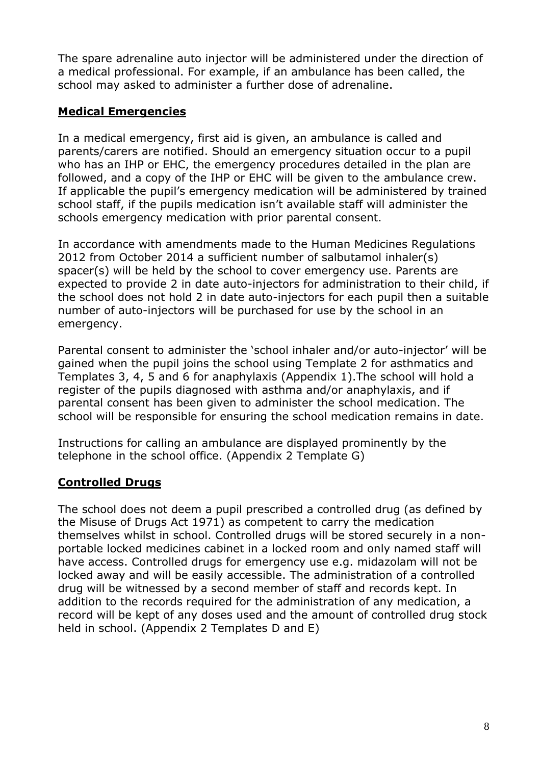The spare adrenaline auto injector will be administered under the direction of a medical professional. For example, if an ambulance has been called, the school may asked to administer a further dose of adrenaline.

## **Medical Emergencies**

In a medical emergency, first aid is given, an ambulance is called and parents/carers are notified. Should an emergency situation occur to a pupil who has an IHP or EHC, the emergency procedures detailed in the plan are followed, and a copy of the IHP or EHC will be given to the ambulance crew. If applicable the pupil's emergency medication will be administered by trained school staff, if the pupils medication isn't available staff will administer the schools emergency medication with prior parental consent.

In accordance with amendments made to the Human Medicines Regulations 2012 from October 2014 a sufficient number of salbutamol inhaler(s) spacer(s) will be held by the school to cover emergency use. Parents are expected to provide 2 in date auto-injectors for administration to their child, if the school does not hold 2 in date auto-injectors for each pupil then a suitable number of auto-injectors will be purchased for use by the school in an emergency.

Parental consent to administer the 'school inhaler and/or auto-injector' will be gained when the pupil joins the school using Template 2 for asthmatics and Templates 3, 4, 5 and 6 for anaphylaxis (Appendix 1).The school will hold a register of the pupils diagnosed with asthma and/or anaphylaxis, and if parental consent has been given to administer the school medication. The school will be responsible for ensuring the school medication remains in date.

Instructions for calling an ambulance are displayed prominently by the telephone in the school office. (Appendix 2 Template G)

## **Controlled Drugs**

The school does not deem a pupil prescribed a controlled drug (as defined by the Misuse of Drugs Act 1971) as competent to carry the medication themselves whilst in school. Controlled drugs will be stored securely in a non-portable locked medicines cabinet in a locked room and only named staff will have access. Controlled drugs for emergency use e.g. midazolam will not be locked away and will be easily accessible. The administration of a controlled drug will be witnessed by a second member of staff and records kept. In addition to the records required for the administration of any medication, a record will be kept of any doses used and the amount of controlled drug stock held in school. (Appendix 2 Templates D and E)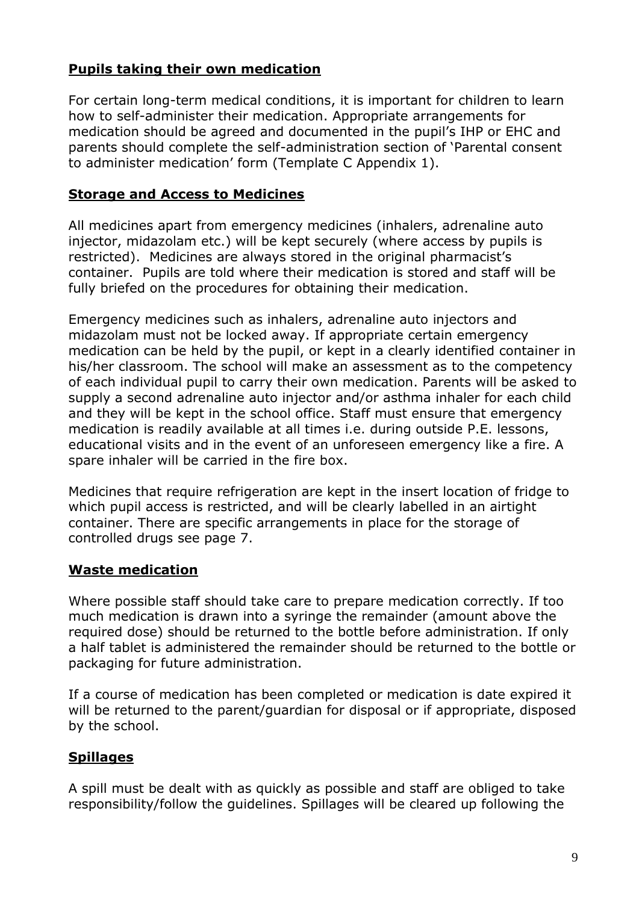## Pupils taking their own medication

For certain long-term medical conditions, it is important for children to learn how to self-administer their medication. Appropriate arrangements for medication should be agreed and documented in the pupil's IHP or EHC and parents should complete the self-administration section of 'Parental consent to administer medication' form (Template C Appendix 1).

## Storage and Access to Medicines

All medicines apart from emergency medicines (inhalers, adrenaline auto injector, midazolam etc.) will be kept securely (where access by pupils is restricted). Medicines are always stored in the original pharmacist's container. Pupils are told where their medication is stored and staff will be fully briefed on the procedures for obtaining their medication.

Emergency medicines such as inhalers, adrenaline auto injectors and midazolam must not be locked away. If appropriate certain emergency medication can be held by the pupil, or kept in a clearly identified container in his/her classroom. The school will make an assessment as to the competency of each individual pupil to carry their own medication. Parents will be asked to supply a second adrenaline auto injector and/or asthma inhaler for each child and they will be kept in the school office. Staff must ensure that emergency medication is readily available at all times i.e. during outside P.E. lessons, educational visits and in the event of an unforeseen emergency like a fire. A spare inhaler will be carried in the fire box.

Medicines that require refrigeration are kept in the insert location of fridge to which pupil access is restricted, and will be clearly labelled in an airtight container. There are specific arrangements in place for the storage of controlled drugs see page 7.

## Waste medication

Where possible staff should take care to prepare medication correctly. If too much medication is drawn into a syringe the remainder (amount above the required dose) should be returned to the bottle before administration. If only a half tablet is administered the remainder should be returned to the bottle or packaging for future administration.

If a course of medication has been completed or medication is date expired it will be returned to the parent/guardian for disposal or if appropriate, disposed by the school.

## Spillages

A spill must be dealt with as quickly as possible and staff are obliged to take responsibility/follow the guidelines. Spillages will be cleared up following the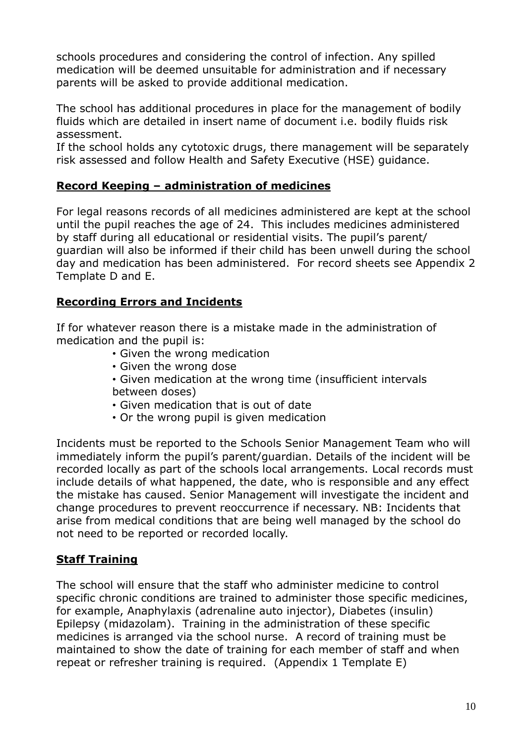schools procedures and considering the control of infection. Any spilled medication will be deemed unsuitable for administration and if necessary parents will be asked to provide additional medication.

The school has additional procedures in place for the management of bodily fluids which are detailed in insert name of document i.e. bodily fluids risk assessment.
If the school holds any cytotoxic drugs, there management will be separately risk assessed and follow Health and Safety Executive (HSE) guidance.

## **Record Keeping – administration of medicines**

For legal reasons records of all medicines administered are kept at the school until the pupil reaches the age of 24. This includes medicines administered by staff during all educational or residential visits. The pupil's parent/ guardian will also be informed if their child has been unwell during the school day and medication has been administered. For record sheets see Appendix 2 Template D and E.

## **Recording Errors and Incidents**

If for whatever reason there is a mistake made in the administration of medication and the pupil is:

- Given the wrong medication
- Given the wrong dose
- Given medication at the wrong time (insufficient intervals between doses)
- Given medication that is out of date
- Or the wrong pupil is given medication

Incidents must be reported to the Schools Senior Management Team who will immediately inform the pupil's parent/guardian. Details of the incident will be recorded locally as part of the schools local arrangements. Local records must include details of what happened, the date, who is responsible and any effect the mistake has caused. Senior Management will investigate the incident and change procedures to prevent reoccurrence if necessary. NB: Incidents that arise from medical conditions that are being well managed by the school do not need to be reported or recorded locally.

## **Staff Training**

The school will ensure that the staff who administer medicine to control specific chronic conditions are trained to administer those specific medicines, for example, Anaphylaxis (adrenaline auto injector), Diabetes (insulin) Epilepsy (midazolam). Training in the administration of these specific medicines is arranged via the school nurse. A record of training must be maintained to show the date of training for each member of staff and when repeat or refresher training is required. (Appendix 1 Template E)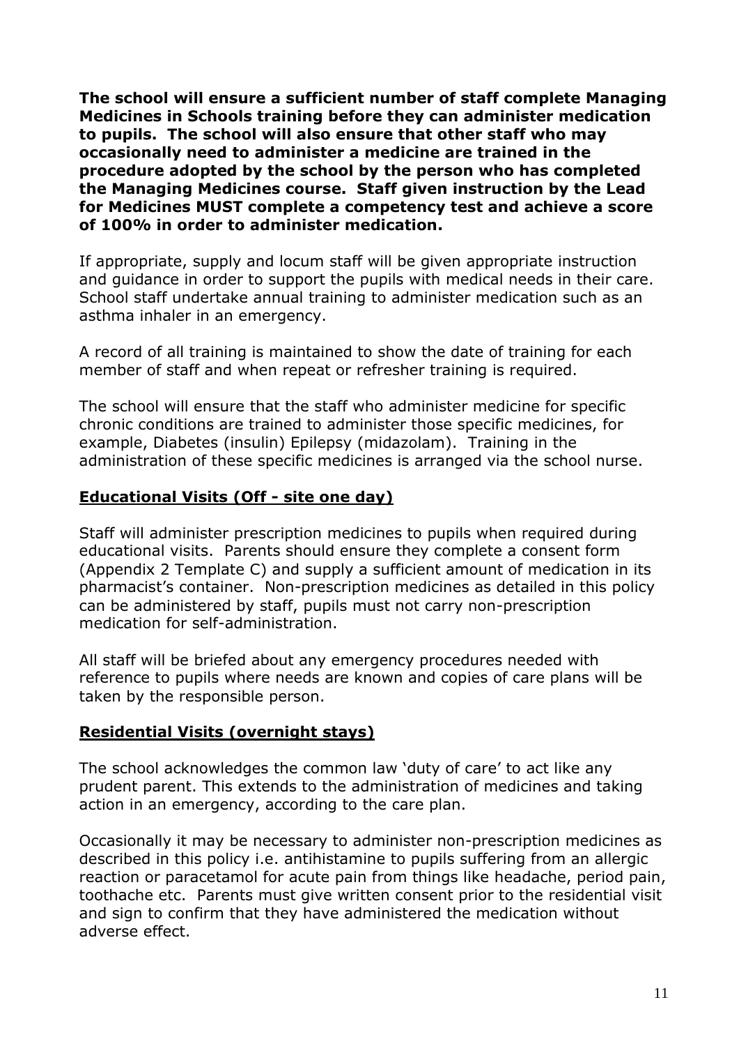**The school will ensure a sufficient number of staff complete Managing Medicines in Schools training before they can administer medication to pupils. The school will also ensure that other staff who may occasionally need to administer a medicine are trained in the procedure adopted by the school by the person who has completed the Managing Medicines course. Staff given instruction by the Lead for Medicines MUST complete a competency test and achieve a score of 100% in order to administer medication.**

If appropriate, supply and locum staff will be given appropriate instruction and guidance in order to support the pupils with medical needs in their care. School staff undertake annual training to administer medication such as an asthma inhaler in an emergency.

A record of all training is maintained to show the date of training for each member of staff and when repeat or refresher training is required.

The school will ensure that the staff who administer medicine for specific chronic conditions are trained to administer those specific medicines, for example, Diabetes (insulin) Epilepsy (midazolam). Training in the administration of these specific medicines is arranged via the school nurse.

## Educational Visits (Off - site one day)

Staff will administer prescription medicines to pupils when required during educational visits. Parents should ensure they complete a consent form (Appendix 2 Template C) and supply a sufficient amount of medication in its pharmacist's container. Non-prescription medicines as detailed in this policy can be administered by staff, pupils must not carry non-prescription medication for self-administration.

All staff will be briefed about any emergency procedures needed with reference to pupils where needs are known and copies of care plans will be taken by the responsible person.

## Residential Visits (overnight stays)

The school acknowledges the common law 'duty of care' to act like any prudent parent. This extends to the administration of medicines and taking action in an emergency, according to the care plan.

Occasionally it may be necessary to administer non-prescription medicines as described in this policy i.e. antihistamine to pupils suffering from an allergic reaction or paracetamol for acute pain from things like headache, period pain, toothache etc. Parents must give written consent prior to the residential visit and sign to confirm that they have administered the medication without adverse effect.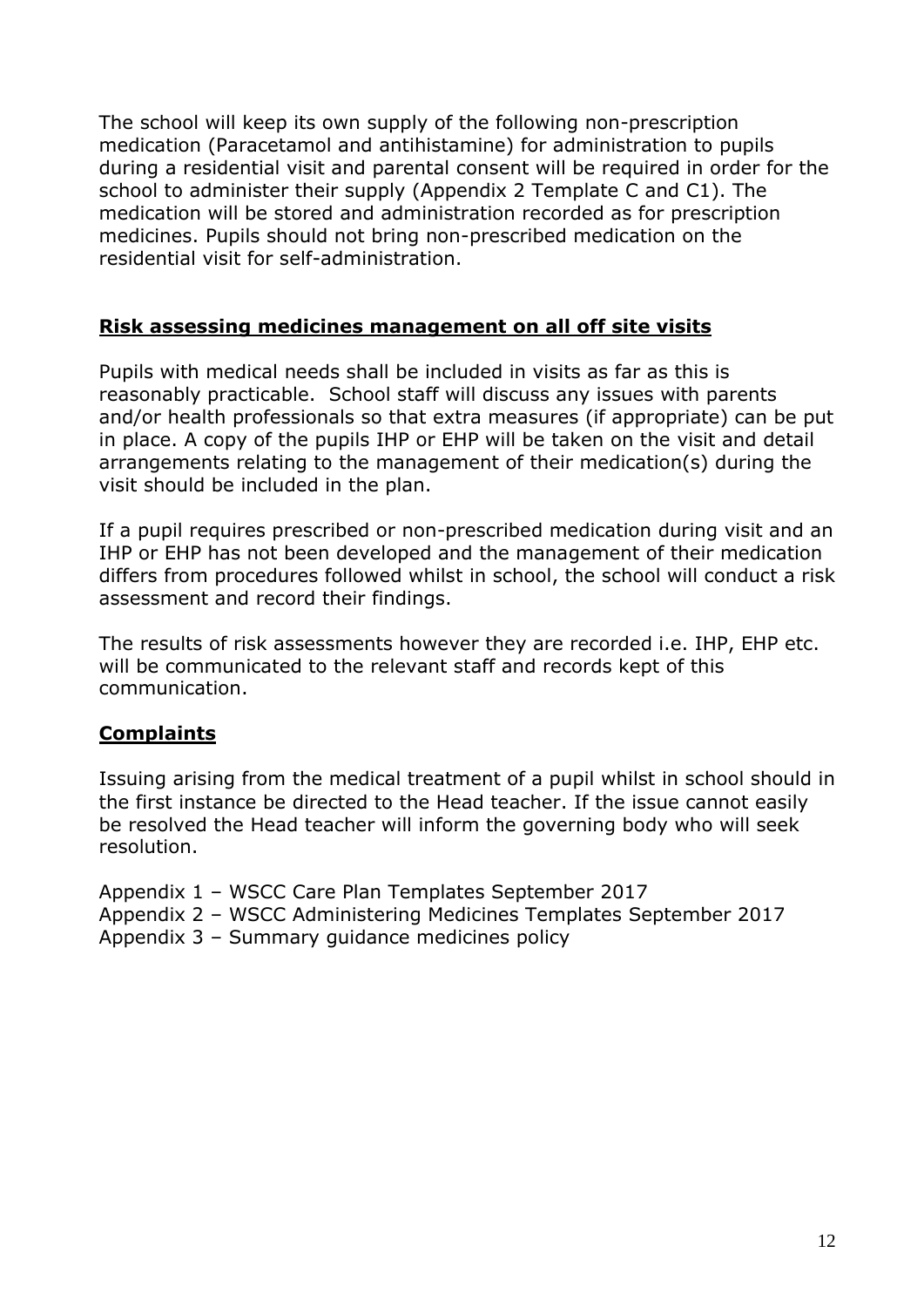The school will keep its own supply of the following non-prescription medication (Paracetamol and antihistamine) for administration to pupils during a residential visit and parental consent will be required in order for the school to administer their supply (Appendix 2 Template C and C1). The medication will be stored and administration recorded as for prescription medicines. Pupils should not bring non-prescribed medication on the residential visit for self-administration.

## **Risk assessing medicines management on all off site visits**

Pupils with medical needs shall be included in visits as far as this is reasonably practicable. School staff will discuss any issues with parents and/or health professionals so that extra measures (if appropriate) can be put in place. A copy of the pupils IHP or EHP will be taken on the visit and detail arrangements relating to the management of their medication(s) during the visit should be included in the plan.

If a pupil requires prescribed or non-prescribed medication during visit and an IHP or EHP has not been developed and the management of their medication differs from procedures followed whilst in school, the school will conduct a risk assessment and record their findings.

The results of risk assessments however they are recorded i.e. IHP, EHP etc. will be communicated to the relevant staff and records kept of this communication.

## **Complaints**

Issuing arising from the medical treatment of a pupil whilst in school should in the first instance be directed to the Head teacher. If the issue cannot easily be resolved the Head teacher will inform the governing body who will seek resolution.

Appendix 1 – WSCC Care Plan Templates September 2017
Appendix 2 – WSCC Administering Medicines Templates September 2017
Appendix 3 – Summary guidance medicines policy